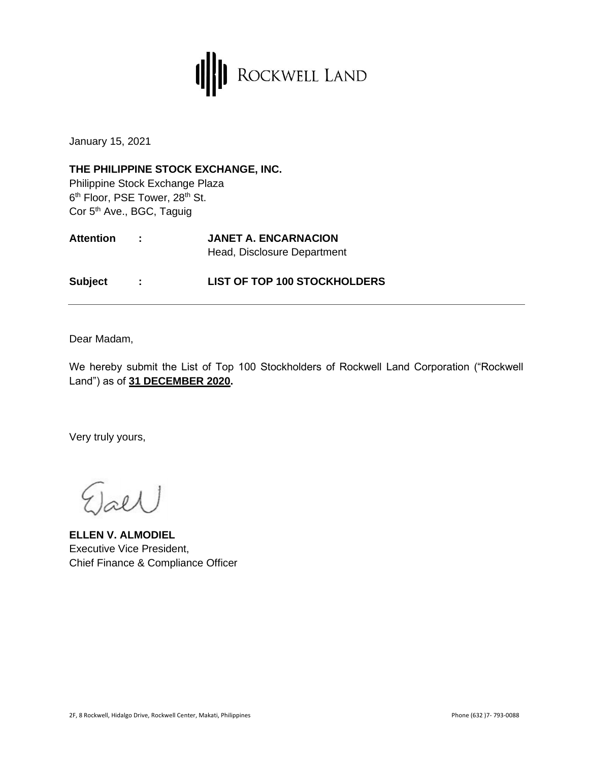ROCKWELL LAND

January 15, 2021

**THE PHILIPPINE STOCK EXCHANGE, INC.**
Philippine Stock Exchange Plaza
6th Floor, PSE Tower, 28th St.
Cor 5th Ave., BGC, Taguig

| | | |
|---|---|---|
| **Attention** | **:** | **JANET A. ENCARNACION**<br>Head, Disclosure Department |
| **Subject** | **:** | **LIST OF TOP 100 STOCKHOLDERS** |

---

Dear Madam,

We hereby submit the List of Top 100 Stockholders of Rockwell Land Corporation ("Rockwell Land") as of **31 DECEMBER 2020.**

Very truly yours,

**ELLEN V. ALMODIEL**
Executive Vice President,
Chief Finance & Compliance Officer

2F, 8 Rockwell, Hidalgo Drive, Rockwell Center, Makati, Philippines

Phone (632 )7- 793-0088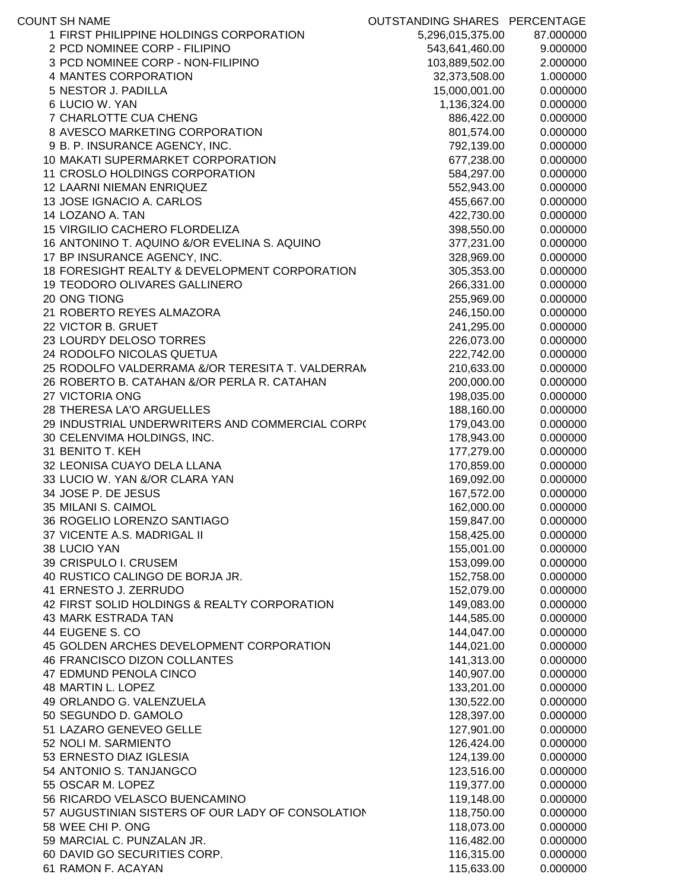| COUNT | SH NAME | OUTSTANDING SHARES | PERCENTAGE |
|---|---|---|---|
| 1 | FIRST PHILIPPINE HOLDINGS CORPORATION | 5,296,015,375.00 | 87.000000 |
| 2 | PCD NOMINEE CORP - FILIPINO | 543,641,460.00 | 9.000000 |
| 3 | PCD NOMINEE CORP - NON-FILIPINO | 103,889,502.00 | 2.000000 |
| 4 | MANTES CORPORATION | 32,373,508.00 | 1.000000 |
| 5 | NESTOR J. PADILLA | 15,000,001.00 | 0.000000 |
| 6 | LUCIO W. YAN | 1,136,324.00 | 0.000000 |
| 7 | CHARLOTTE CUA CHENG | 886,422.00 | 0.000000 |
| 8 | AVESCO MARKETING CORPORATION | 801,574.00 | 0.000000 |
| 9 | B. P. INSURANCE AGENCY, INC. | 792,139.00 | 0.000000 |
| 10 | MAKATI SUPERMARKET CORPORATION | 677,238.00 | 0.000000 |
| 11 | CROSLO HOLDINGS CORPORATION | 584,297.00 | 0.000000 |
| 12 | LAARNI NIEMAN ENRIQUEZ | 552,943.00 | 0.000000 |
| 13 | JOSE IGNACIO A. CARLOS | 455,667.00 | 0.000000 |
| 14 | LOZANO A. TAN | 422,730.00 | 0.000000 |
| 15 | VIRGILIO CACHERO FLORDELIZA | 398,550.00 | 0.000000 |
| 16 | ANTONINO T. AQUINO &/OR EVELINA S. AQUINO | 377,231.00 | 0.000000 |
| 17 | BP INSURANCE AGENCY, INC. | 328,969.00 | 0.000000 |
| 18 | FORESIGHT REALTY & DEVELOPMENT CORPORATION | 305,353.00 | 0.000000 |
| 19 | TEODORO OLIVARES GALLINERO | 266,331.00 | 0.000000 |
| 20 | ONG TIONG | 255,969.00 | 0.000000 |
| 21 | ROBERTO REYES ALMAZORA | 246,150.00 | 0.000000 |
| 22 | VICTOR B. GRUET | 241,295.00 | 0.000000 |
| 23 | LOURDY DELOSO TORRES | 226,073.00 | 0.000000 |
| 24 | RODOLFO NICOLAS QUETUA | 222,742.00 | 0.000000 |
| 25 | RODOLFO VALDERRAMA &/OR TERESITA T. VALDERRAM | 210,633.00 | 0.000000 |
| 26 | ROBERTO B. CATAHAN &/OR PERLA R. CATAHAN | 200,000.00 | 0.000000 |
| 27 | VICTORIA ONG | 198,035.00 | 0.000000 |
| 28 | THERESA LA'O ARGUELLES | 188,160.00 | 0.000000 |
| 29 | INDUSTRIAL UNDERWRITERS AND COMMERCIAL CORP( | 179,043.00 | 0.000000 |
| 30 | CELENVIMA HOLDINGS, INC. | 178,943.00 | 0.000000 |
| 31 | BENITO T. KEH | 177,279.00 | 0.000000 |
| 32 | LEONISA CUAYO DELA LLANA | 170,859.00 | 0.000000 |
| 33 | LUCIO W. YAN &/OR CLARA YAN | 169,092.00 | 0.000000 |
| 34 | JOSE P. DE JESUS | 167,572.00 | 0.000000 |
| 35 | MILANI S. CAIMOL | 162,000.00 | 0.000000 |
| 36 | ROGELIO LORENZO SANTIAGO | 159,847.00 | 0.000000 |
| 37 | VICENTE A.S. MADRIGAL II | 158,425.00 | 0.000000 |
| 38 | LUCIO YAN | 155,001.00 | 0.000000 |
| 39 | CRISPULO I. CRUSEM | 153,099.00 | 0.000000 |
| 40 | RUSTICO CALINGO DE BORJA JR. | 152,758.00 | 0.000000 |
| 41 | ERNESTO J. ZERRUDO | 152,079.00 | 0.000000 |
| 42 | FIRST SOLID HOLDINGS & REALTY CORPORATION | 149,083.00 | 0.000000 |
| 43 | MARK ESTRADA TAN | 144,585.00 | 0.000000 |
| 44 | EUGENE S. CO | 144,047.00 | 0.000000 |
| 45 | GOLDEN ARCHES DEVELOPMENT CORPORATION | 144,021.00 | 0.000000 |
| 46 | FRANCISCO DIZON COLLANTES | 141,313.00 | 0.000000 |
| 47 | EDMUND PENOLA CINCO | 140,907.00 | 0.000000 |
| 48 | MARTIN L. LOPEZ | 133,201.00 | 0.000000 |
| 49 | ORLANDO G. VALENZUELA | 130,522.00 | 0.000000 |
| 50 | SEGUNDO D. GAMOLO | 128,397.00 | 0.000000 |
| 51 | LAZARO GENEVEO GELLE | 127,901.00 | 0.000000 |
| 52 | NOLI M. SARMIENTO | 126,424.00 | 0.000000 |
| 53 | ERNESTO DIAZ IGLESIA | 124,139.00 | 0.000000 |
| 54 | ANTONIO S. TANJANGCO | 123,516.00 | 0.000000 |
| 55 | OSCAR M. LOPEZ | 119,377.00 | 0.000000 |
| 56 | RICARDO VELASCO BUENCAMINO | 119,148.00 | 0.000000 |
| 57 | AUGUSTINIAN SISTERS OF OUR LADY OF CONSOLATION | 118,750.00 | 0.000000 |
| 58 | WEE CHI P. ONG | 118,073.00 | 0.000000 |
| 59 | MARCIAL C. PUNZALAN JR. | 116,482.00 | 0.000000 |
| 60 | DAVID GO SECURITIES CORP. | 116,315.00 | 0.000000 |
| 61 | RAMON F. ACAYAN | 115,633.00 | 0.000000 |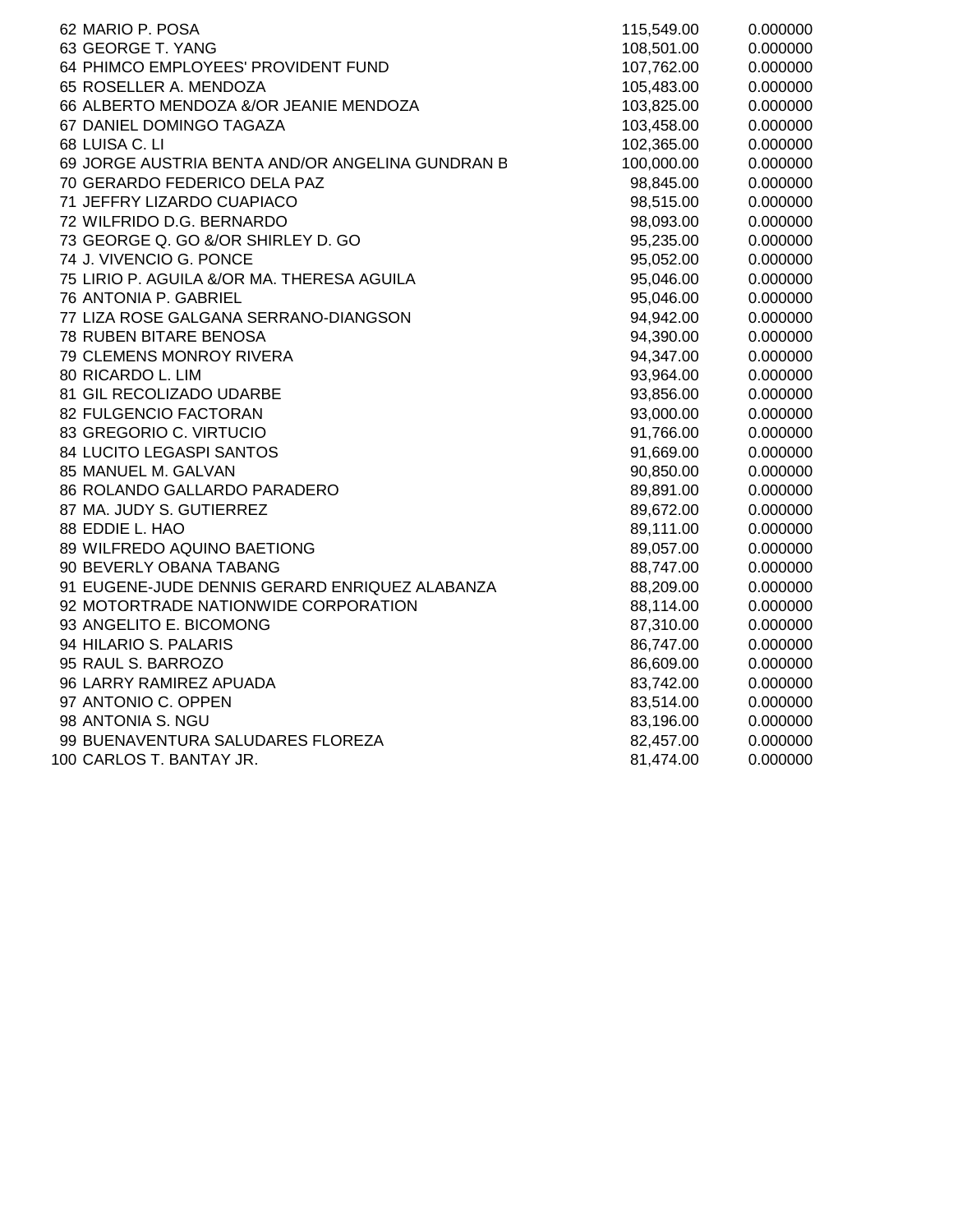| | | | |
|---|---|---|---|
| 62 | MARIO P. POSA | 115,549.00 | 0.000000 |
| 63 | GEORGE T. YANG | 108,501.00 | 0.000000 |
| 64 | PHIMCO EMPLOYEES' PROVIDENT FUND | 107,762.00 | 0.000000 |
| 65 | ROSELLER A. MENDOZA | 105,483.00 | 0.000000 |
| 66 | ALBERTO MENDOZA &/OR JEANIE MENDOZA | 103,825.00 | 0.000000 |
| 67 | DANIEL DOMINGO TAGAZA | 103,458.00 | 0.000000 |
| 68 | LUISA C. LI | 102,365.00 | 0.000000 |
| 69 | JORGE AUSTRIA BENTA AND/OR ANGELINA GUNDRAN B | 100,000.00 | 0.000000 |
| 70 | GERARDO FEDERICO DELA PAZ | 98,845.00 | 0.000000 |
| 71 | JEFFRY LIZARDO CUAPIACO | 98,515.00 | 0.000000 |
| 72 | WILFRIDO D.G. BERNARDO | 98,093.00 | 0.000000 |
| 73 | GEORGE Q. GO &/OR SHIRLEY D. GO | 95,235.00 | 0.000000 |
| 74 | J. VIVENCIO G. PONCE | 95,052.00 | 0.000000 |
| 75 | LIRIO P. AGUILA &/OR MA. THERESA AGUILA | 95,046.00 | 0.000000 |
| 76 | ANTONIA P. GABRIEL | 95,046.00 | 0.000000 |
| 77 | LIZA ROSE GALGANA SERRANO-DIANGSON | 94,942.00 | 0.000000 |
| 78 | RUBEN BITARE BENOSA | 94,390.00 | 0.000000 |
| 79 | CLEMENS MONROY RIVERA | 94,347.00 | 0.000000 |
| 80 | RICARDO L. LIM | 93,964.00 | 0.000000 |
| 81 | GIL RECOLIZADO UDARBE | 93,856.00 | 0.000000 |
| 82 | FULGENCIO FACTORAN | 93,000.00 | 0.000000 |
| 83 | GREGORIO C. VIRTUCIO | 91,766.00 | 0.000000 |
| 84 | LUCITO LEGASPI SANTOS | 91,669.00 | 0.000000 |
| 85 | MANUEL M. GALVAN | 90,850.00 | 0.000000 |
| 86 | ROLANDO GALLARDO PARADERO | 89,891.00 | 0.000000 |
| 87 | MA. JUDY S. GUTIERREZ | 89,672.00 | 0.000000 |
| 88 | EDDIE L. HAO | 89,111.00 | 0.000000 |
| 89 | WILFREDO AQUINO BAETIONG | 89,057.00 | 0.000000 |
| 90 | BEVERLY OBANA TABANG | 88,747.00 | 0.000000 |
| 91 | EUGENE-JUDE DENNIS GERARD ENRIQUEZ ALABANZA | 88,209.00 | 0.000000 |
| 92 | MOTORTRADE NATIONWIDE CORPORATION | 88,114.00 | 0.000000 |
| 93 | ANGELITO E. BICOMONG | 87,310.00 | 0.000000 |
| 94 | HILARIO S. PALARIS | 86,747.00 | 0.000000 |
| 95 | RAUL S. BARROZO | 86,609.00 | 0.000000 |
| 96 | LARRY RAMIREZ APUADA | 83,742.00 | 0.000000 |
| 97 | ANTONIO C. OPPEN | 83,514.00 | 0.000000 |
| 98 | ANTONIA S. NGU | 83,196.00 | 0.000000 |
| 99 | BUENAVENTURA SALUDARES FLOREZA | 82,457.00 | 0.000000 |
| 100 | CARLOS T. BANTAY JR. | 81,474.00 | 0.000000 |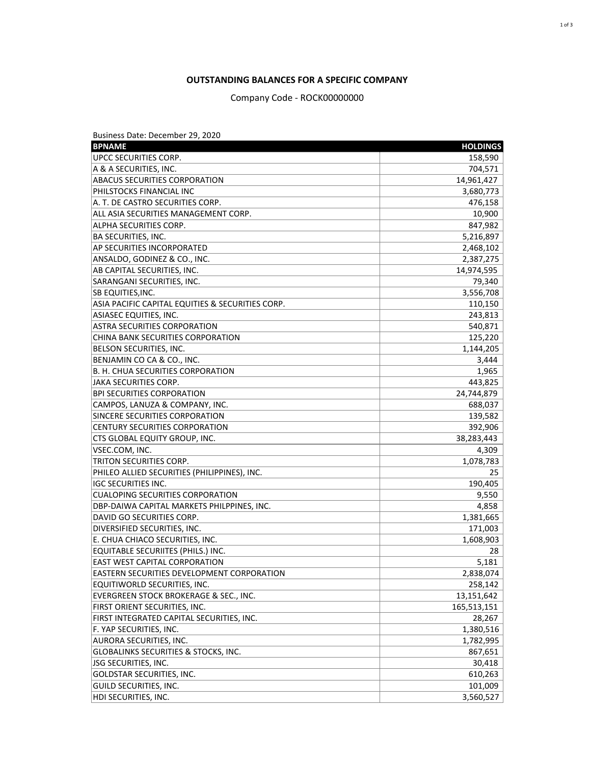# OUTSTANDING BALANCES FOR A SPECIFIC COMPANY

Company Code - ROCK00000000

Business Date: December 29, 2020

| BPNAME | HOLDINGS |
|---|---|
| UPCC SECURITIES CORP. | 158,590 |
| A & A SECURITIES, INC. | 704,571 |
| ABACUS SECURITIES CORPORATION | 14,961,427 |
| PHILSTOCKS FINANCIAL INC | 3,680,773 |
| A. T. DE CASTRO SECURITIES CORP. | 476,158 |
| ALL ASIA SECURITIES MANAGEMENT CORP. | 10,900 |
| ALPHA SECURITIES CORP. | 847,982 |
| BA SECURITIES, INC. | 5,216,897 |
| AP SECURITIES INCORPORATED | 2,468,102 |
| ANSALDO, GODINEZ & CO., INC. | 2,387,275 |
| AB CAPITAL SECURITIES, INC. | 14,974,595 |
| SARANGANI SECURITIES, INC. | 79,340 |
| SB EQUITIES,INC. | 3,556,708 |
| ASIA PACIFIC CAPITAL EQUITIES & SECURITIES CORP. | 110,150 |
| ASIASEC EQUITIES, INC. | 243,813 |
| ASTRA SECURITIES CORPORATION | 540,871 |
| CHINA BANK SECURITIES CORPORATION | 125,220 |
| BELSON SECURITIES, INC. | 1,144,205 |
| BENJAMIN CO CA & CO., INC. | 3,444 |
| B. H. CHUA SECURITIES CORPORATION | 1,965 |
| JAKA SECURITIES CORP. | 443,825 |
| BPI SECURITIES CORPORATION | 24,744,879 |
| CAMPOS, LANUZA & COMPANY, INC. | 688,037 |
| SINCERE SECURITIES CORPORATION | 139,582 |
| CENTURY SECURITIES CORPORATION | 392,906 |
| CTS GLOBAL EQUITY GROUP, INC. | 38,283,443 |
| VSEC.COM, INC. | 4,309 |
| TRITON SECURITIES CORP. | 1,078,783 |
| PHILEO ALLIED SECURITIES (PHILIPPINES), INC. | 25 |
| IGC SECURITIES INC. | 190,405 |
| CUALOPING SECURITIES CORPORATION | 9,550 |
| DBP-DAIWA CAPITAL MARKETS PHILPPINES, INC. | 4,858 |
| DAVID GO SECURITIES CORP. | 1,381,665 |
| DIVERSIFIED SECURITIES, INC. | 171,003 |
| E. CHUA CHIACO SECURITIES, INC. | 1,608,903 |
| EQUITABLE SECURIITES (PHILS.) INC. | 28 |
| EAST WEST CAPITAL CORPORATION | 5,181 |
| EASTERN SECURITIES DEVELOPMENT CORPORATION | 2,838,074 |
| EQUITIWORLD SECURITIES, INC. | 258,142 |
| EVERGREEN STOCK BROKERAGE & SEC., INC. | 13,151,642 |
| FIRST ORIENT SECURITIES, INC. | 165,513,151 |
| FIRST INTEGRATED CAPITAL SECURITIES, INC. | 28,267 |
| F. YAP SECURITIES, INC. | 1,380,516 |
| AURORA SECURITIES, INC. | 1,782,995 |
| GLOBALINKS SECURITIES & STOCKS, INC. | 867,651 |
| JSG SECURITIES, INC. | 30,418 |
| GOLDSTAR SECURITIES, INC. | 610,263 |
| GUILD SECURITIES, INC. | 101,009 |
| HDI SECURITIES, INC. | 3,560,527 |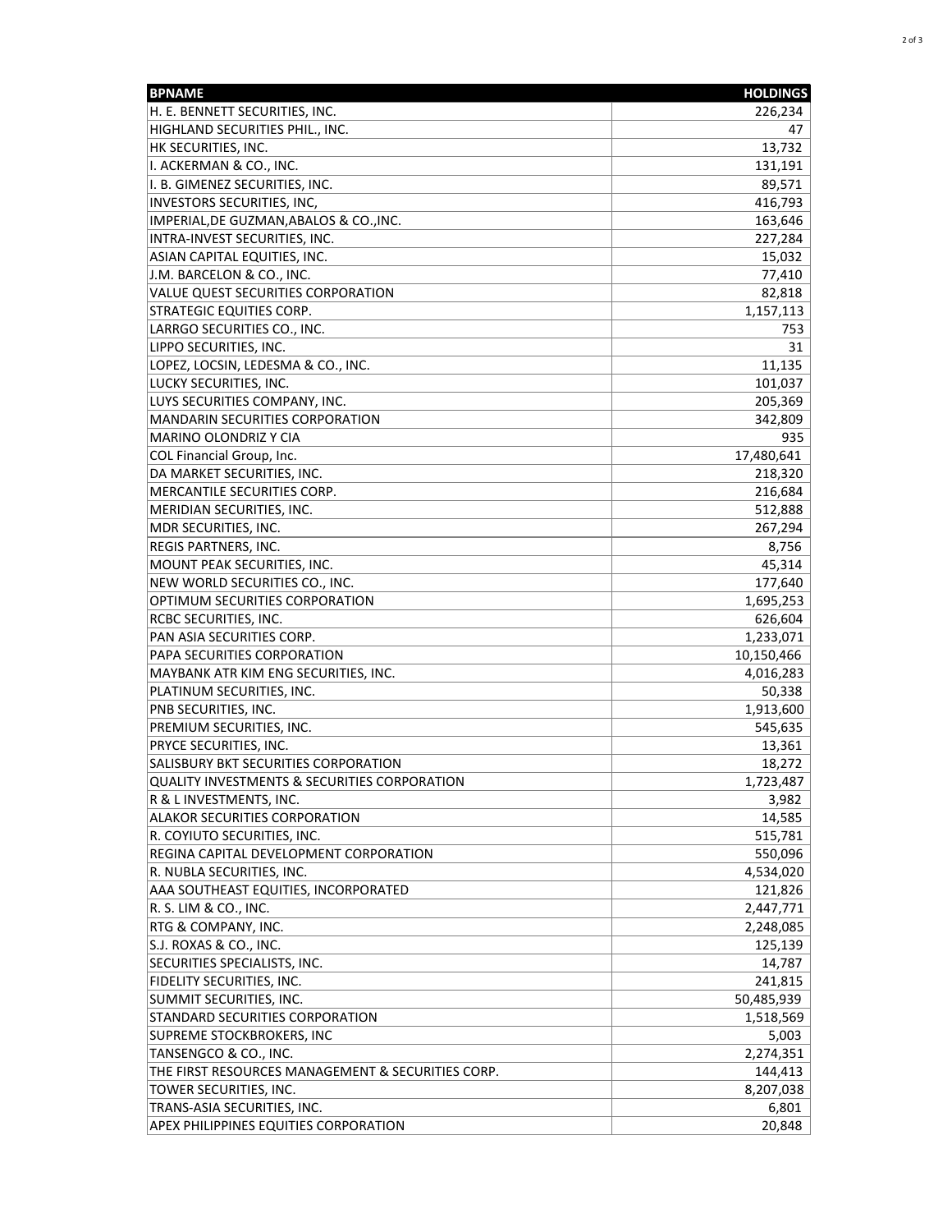| BPNAME | HOLDINGS |
| --- | --- |
| H. E. BENNETT SECURITIES, INC. | 226,234 |
| HIGHLAND SECURITIES PHIL., INC. | 47 |
| HK SECURITIES, INC. | 13,732 |
| I. ACKERMAN & CO., INC. | 131,191 |
| I. B. GIMENEZ SECURITIES, INC. | 89,571 |
| INVESTORS SECURITIES, INC, | 416,793 |
| IMPERIAL,DE GUZMAN,ABALOS & CO.,INC. | 163,646 |
| INTRA-INVEST SECURITIES, INC. | 227,284 |
| ASIAN CAPITAL EQUITIES, INC. | 15,032 |
| J.M. BARCELON & CO., INC. | 77,410 |
| VALUE QUEST SECURITIES CORPORATION | 82,818 |
| STRATEGIC EQUITIES CORP. | 1,157,113 |
| LARRGO SECURITIES CO., INC. | 753 |
| LIPPO SECURITIES, INC. | 31 |
| LOPEZ, LOCSIN, LEDESMA & CO., INC. | 11,135 |
| LUCKY SECURITIES, INC. | 101,037 |
| LUYS SECURITIES COMPANY, INC. | 205,369 |
| MANDARIN SECURITIES CORPORATION | 342,809 |
| MARINO OLONDRIZ Y CIA | 935 |
| COL Financial Group, Inc. | 17,480,641 |
| DA MARKET SECURITIES, INC. | 218,320 |
| MERCANTILE SECURITIES CORP. | 216,684 |
| MERIDIAN SECURITIES, INC. | 512,888 |
| MDR SECURITIES, INC. | 267,294 |
| REGIS PARTNERS, INC. | 8,756 |
| MOUNT PEAK SECURITIES, INC. | 45,314 |
| NEW WORLD SECURITIES CO., INC. | 177,640 |
| OPTIMUM SECURITIES CORPORATION | 1,695,253 |
| RCBC SECURITIES, INC. | 626,604 |
| PAN ASIA SECURITIES CORP. | 1,233,071 |
| PAPA SECURITIES CORPORATION | 10,150,466 |
| MAYBANK ATR KIM ENG SECURITIES, INC. | 4,016,283 |
| PLATINUM SECURITIES, INC. | 50,338 |
| PNB SECURITIES, INC. | 1,913,600 |
| PREMIUM SECURITIES, INC. | 545,635 |
| PRYCE SECURITIES, INC. | 13,361 |
| SALISBURY BKT SECURITIES CORPORATION | 18,272 |
| QUALITY INVESTMENTS & SECURITIES CORPORATION | 1,723,487 |
| R & L INVESTMENTS, INC. | 3,982 |
| ALAKOR SECURITIES CORPORATION | 14,585 |
| R. COYIUTO SECURITIES, INC. | 515,781 |
| REGINA CAPITAL DEVELOPMENT CORPORATION | 550,096 |
| R. NUBLA SECURITIES, INC. | 4,534,020 |
| AAA SOUTHEAST EQUITIES, INCORPORATED | 121,826 |
| R. S. LIM & CO., INC. | 2,447,771 |
| RTG & COMPANY, INC. | 2,248,085 |
| S.J. ROXAS & CO., INC. | 125,139 |
| SECURITIES SPECIALISTS, INC. | 14,787 |
| FIDELITY SECURITIES, INC. | 241,815 |
| SUMMIT SECURITIES, INC. | 50,485,939 |
| STANDARD SECURITIES CORPORATION | 1,518,569 |
| SUPREME STOCKBROKERS, INC | 5,003 |
| TANSENGCO & CO., INC. | 2,274,351 |
| THE FIRST RESOURCES MANAGEMENT & SECURITIES CORP. | 144,413 |
| TOWER SECURITIES, INC. | 8,207,038 |
| TRANS-ASIA SECURITIES, INC. | 6,801 |
| APEX PHILIPPINES EQUITIES CORPORATION | 20,848 |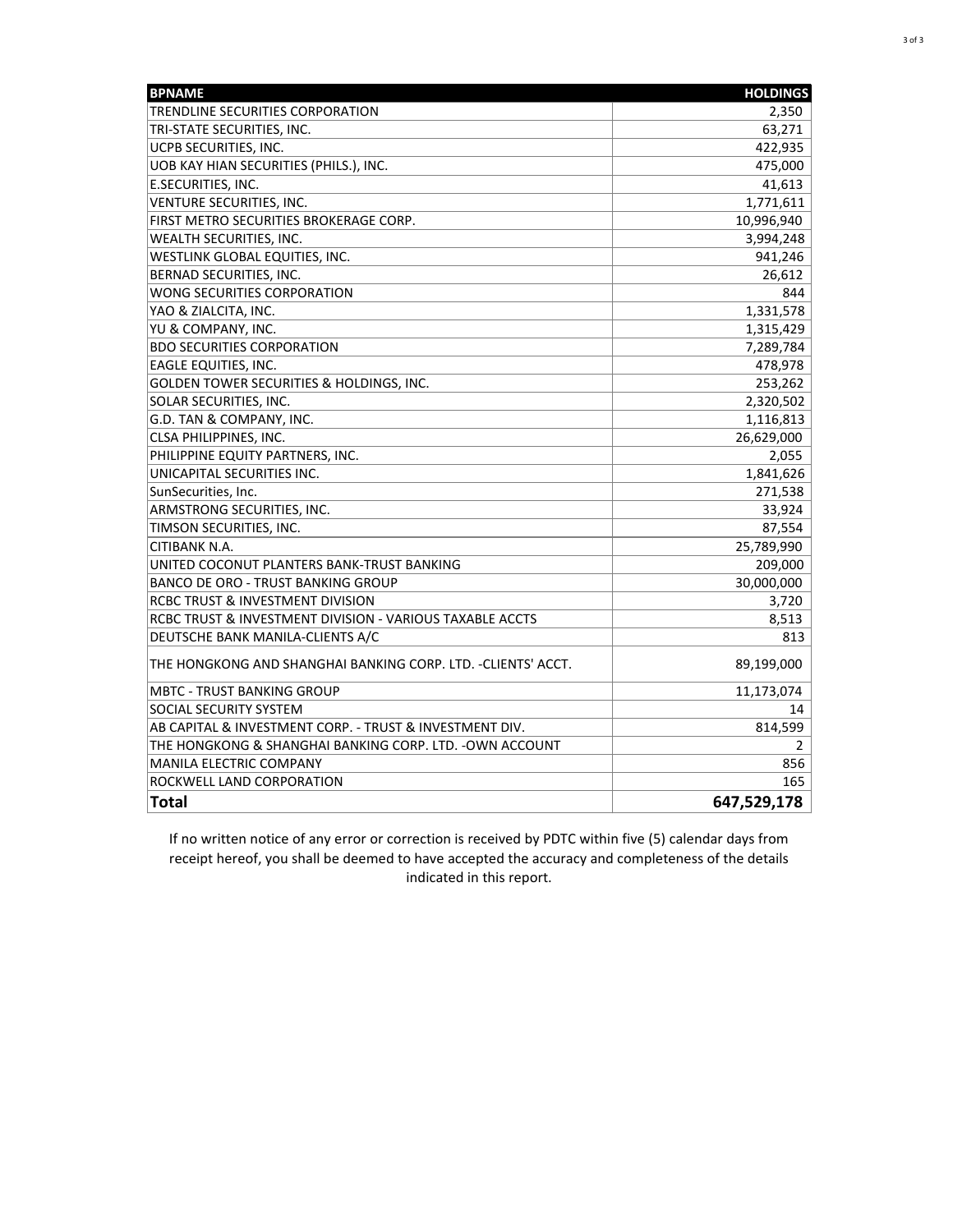| BPNAME | HOLDINGS |
|---|---|
| TRENDLINE SECURITIES CORPORATION | 2,350 |
| TRI-STATE SECURITIES, INC. | 63,271 |
| UCPB SECURITIES, INC. | 422,935 |
| UOB KAY HIAN SECURITIES (PHILS.), INC. | 475,000 |
| E.SECURITIES, INC. | 41,613 |
| VENTURE SECURITIES, INC. | 1,771,611 |
| FIRST METRO SECURITIES BROKERAGE CORP. | 10,996,940 |
| WEALTH SECURITIES, INC. | 3,994,248 |
| WESTLINK GLOBAL EQUITIES, INC. | 941,246 |
| BERNAD SECURITIES, INC. | 26,612 |
| WONG SECURITIES CORPORATION | 844 |
| YAO & ZIALCITA, INC. | 1,331,578 |
| YU & COMPANY, INC. | 1,315,429 |
| BDO SECURITIES CORPORATION | 7,289,784 |
| EAGLE EQUITIES, INC. | 478,978 |
| GOLDEN TOWER SECURITIES & HOLDINGS, INC. | 253,262 |
| SOLAR SECURITIES, INC. | 2,320,502 |
| G.D. TAN & COMPANY, INC. | 1,116,813 |
| CLSA PHILIPPINES, INC. | 26,629,000 |
| PHILIPPINE EQUITY PARTNERS, INC. | 2,055 |
| UNICAPITAL SECURITIES INC. | 1,841,626 |
| SunSecurities, Inc. | 271,538 |
| ARMSTRONG SECURITIES, INC. | 33,924 |
| TIMSON SECURITIES, INC. | 87,554 |
| CITIBANK N.A. | 25,789,990 |
| UNITED COCONUT PLANTERS BANK-TRUST BANKING | 209,000 |
| BANCO DE ORO - TRUST BANKING GROUP | 30,000,000 |
| RCBC TRUST & INVESTMENT DIVISION | 3,720 |
| RCBC TRUST & INVESTMENT DIVISION - VARIOUS TAXABLE ACCTS | 8,513 |
| DEUTSCHE BANK MANILA-CLIENTS A/C | 813 |
| THE HONGKONG AND SHANGHAI BANKING CORP. LTD. -CLIENTS' ACCT. | 89,199,000 |
| MBTC - TRUST BANKING GROUP | 11,173,074 |
| SOCIAL SECURITY SYSTEM | 14 |
| AB CAPITAL & INVESTMENT CORP. - TRUST & INVESTMENT DIV. | 814,599 |
| THE HONGKONG & SHANGHAI BANKING CORP. LTD. -OWN ACCOUNT | 2 |
| MANILA ELECTRIC COMPANY | 856 |
| ROCKWELL LAND CORPORATION | 165 |
| **Total** | **647,529,178** |

If no written notice of any error or correction is received by PDTC within five (5) calendar days from receipt hereof, you shall be deemed to have accepted the accuracy and completeness of the details indicated in this report.